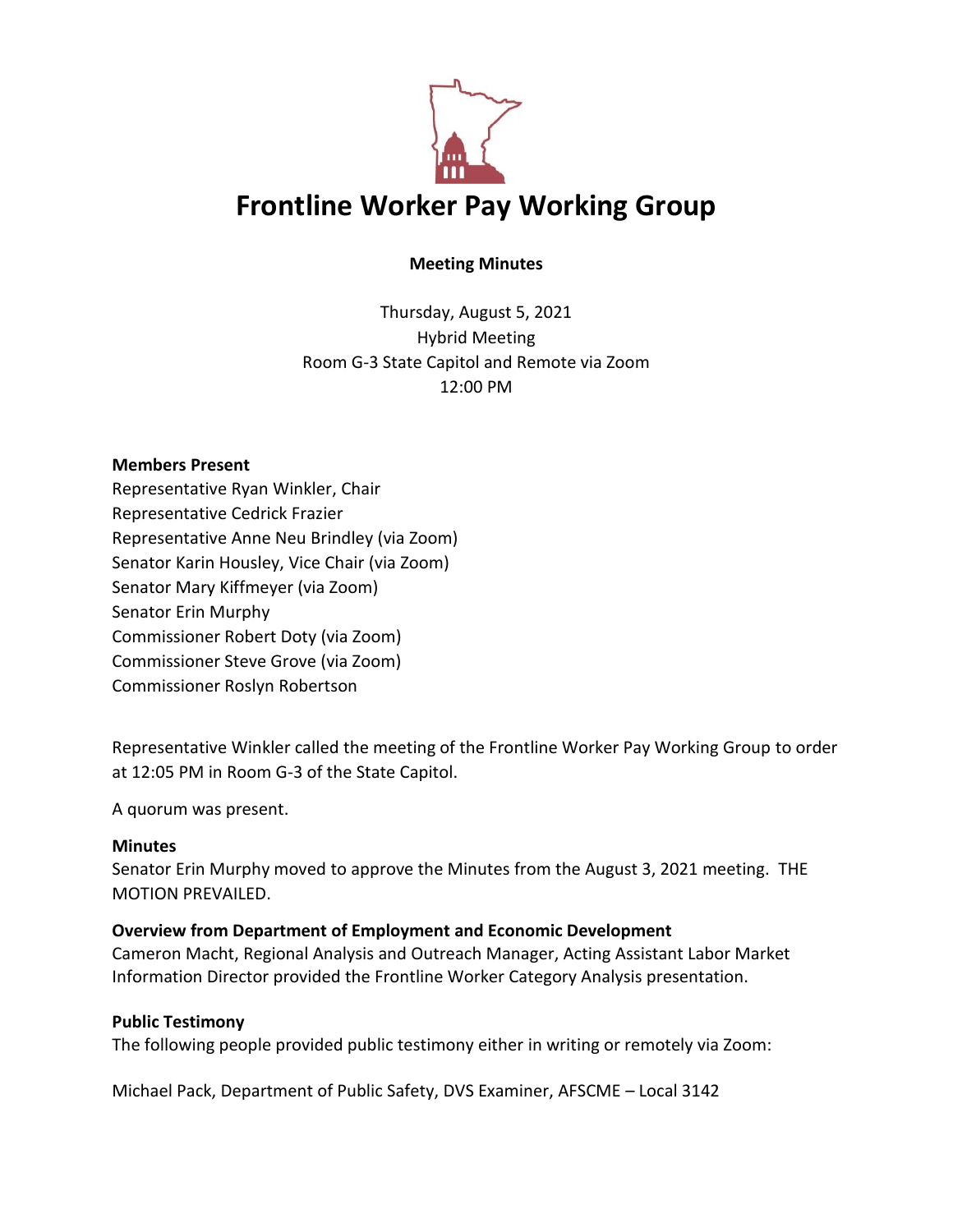# Frontline Worker Pay Working Group

**Meeting Minutes**

Thursday, August 5, 2021
Hybrid Meeting
Room G-3 State Capitol and Remote via Zoom
12:00 PM

**Members Present**

Representative Ryan Winkler, Chair
Representative Cedrick Frazier
Representative Anne Neu Brindley (via Zoom)
Senator Karin Housley, Vice Chair (via Zoom)
Senator Mary Kiffmeyer (via Zoom)
Senator Erin Murphy
Commissioner Robert Doty (via Zoom)
Commissioner Steve Grove (via Zoom)
Commissioner Roslyn Robertson

Representative Winkler called the meeting of the Frontline Worker Pay Working Group to order at 12:05 PM in Room G-3 of the State Capitol.

A quorum was present.

**Minutes**

Senator Erin Murphy moved to approve the Minutes from the August 3, 2021 meeting. THE MOTION PREVAILED.

**Overview from Department of Employment and Economic Development**

Cameron Macht, Regional Analysis and Outreach Manager, Acting Assistant Labor Market Information Director provided the Frontline Worker Category Analysis presentation.

**Public Testimony**

The following people provided public testimony either in writing or remotely via Zoom:

Michael Pack, Department of Public Safety, DVS Examiner, AFSCME – Local 3142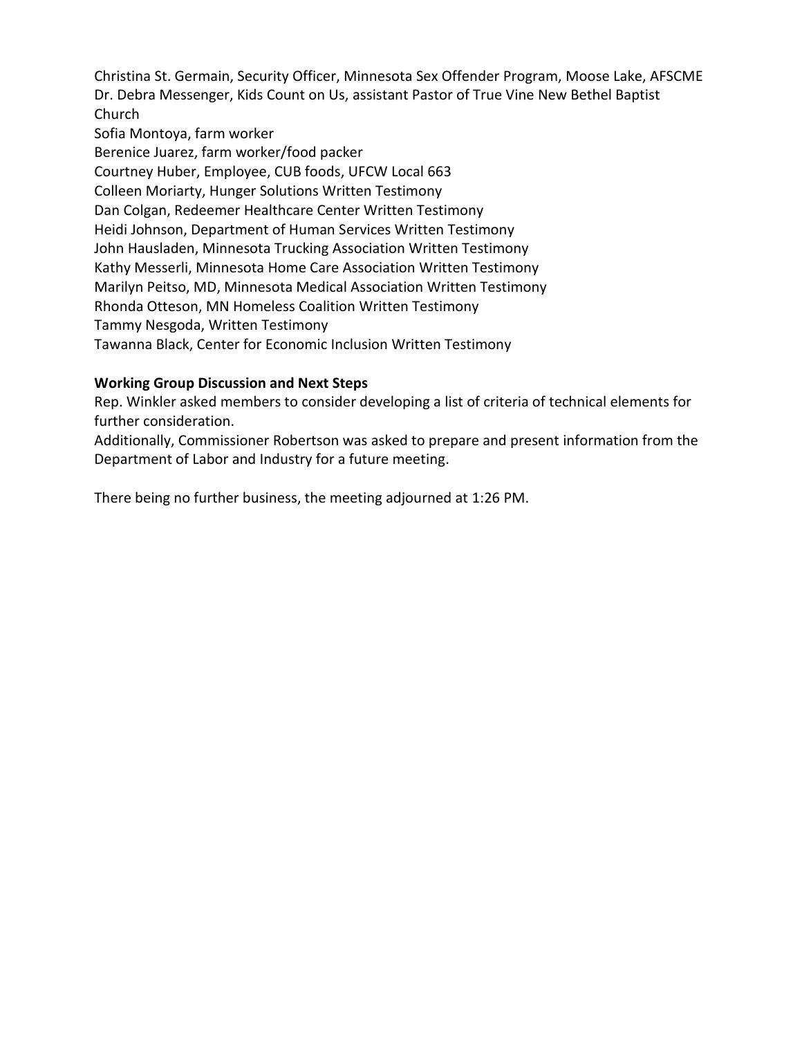Christina St. Germain, Security Officer, Minnesota Sex Offender Program, Moose Lake, AFSCME
Dr. Debra Messenger, Kids Count on Us, assistant Pastor of True Vine New Bethel Baptist Church
Sofia Montoya, farm worker
Berenice Juarez, farm worker/food packer
Courtney Huber, Employee, CUB foods, UFCW Local 663
Colleen Moriarty, Hunger Solutions Written Testimony
Dan Colgan, Redeemer Healthcare Center Written Testimony
Heidi Johnson, Department of Human Services Written Testimony
John Hausladen, Minnesota Trucking Association Written Testimony
Kathy Messerli, Minnesota Home Care Association Written Testimony
Marilyn Peitso, MD, Minnesota Medical Association Written Testimony
Rhonda Otteson, MN Homeless Coalition Written Testimony
Tammy Nesgoda, Written Testimony
Tawanna Black, Center for Economic Inclusion Written Testimony

**Working Group Discussion and Next Steps**

Rep. Winkler asked members to consider developing a list of criteria of technical elements for further consideration.
Additionally, Commissioner Robertson was asked to prepare and present information from the Department of Labor and Industry for a future meeting.

There being no further business, the meeting adjourned at 1:26 PM.